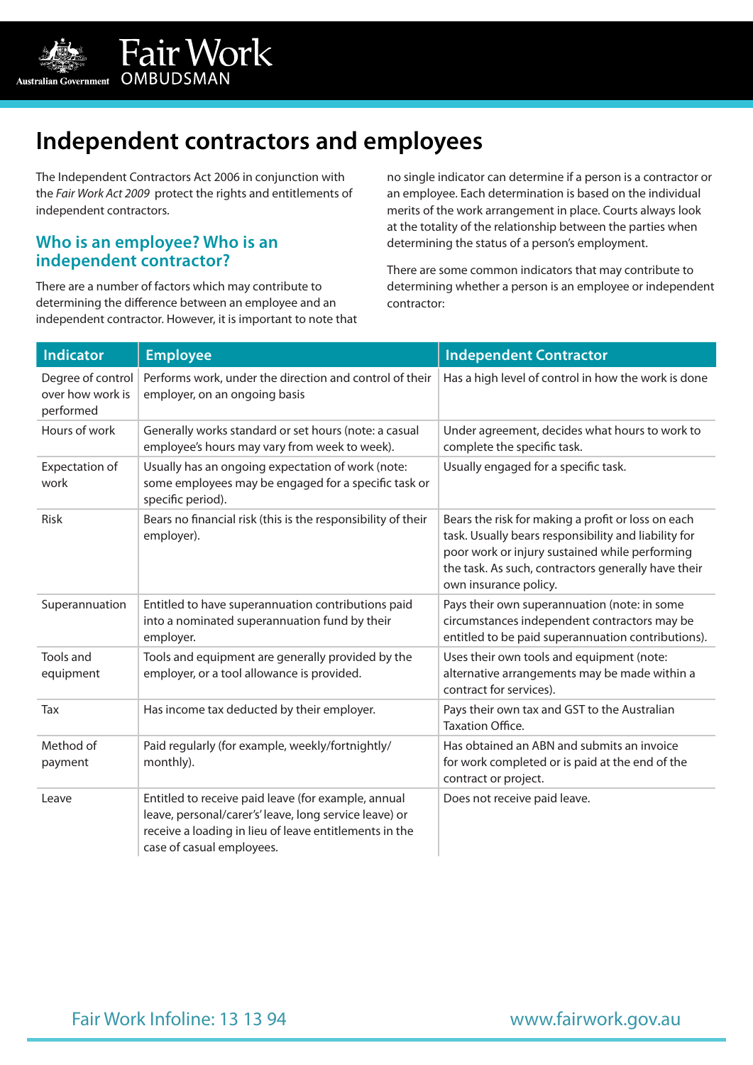# Independent contractors and employees

The Independent Contractors Act 2006 in conjunction with the *Fair Work Act 2009* protect the rights and entitlements of independent contractors.

## Who is an employee? Who is an independent contractor?

There are a number of factors which may contribute to determining the difference between an employee and an independent contractor. However, it is important to note that no single indicator can determine if a person is a contractor or an employee. Each determination is based on the individual merits of the work arrangement in place. Courts always look at the totality of the relationship between the parties when determining the status of a person's employment.

There are some common indicators that may contribute to determining whether a person is an employee or independent contractor:

| Indicator | Employee | Independent Contractor |
|---|---|---|
| Degree of control over how work is performed | Performs work, under the direction and control of their employer, on an ongoing basis | Has a high level of control in how the work is done |
| Hours of work | Generally works standard or set hours (note: a casual employee's hours may vary from week to week). | Under agreement, decides what hours to work to complete the specific task. |
| Expectation of work | Usually has an ongoing expectation of work (note: some employees may be engaged for a specific task or specific period). | Usually engaged for a specific task. |
| Risk | Bears no financial risk (this is the responsibility of their employer). | Bears the risk for making a profit or loss on each task. Usually bears responsibility and liability for poor work or injury sustained while performing the task. As such, contractors generally have their own insurance policy. |
| Superannuation | Entitled to have superannuation contributions paid into a nominated superannuation fund by their employer. | Pays their own superannuation (note: in some circumstances independent contractors may be entitled to be paid superannuation contributions). |
| Tools and equipment | Tools and equipment are generally provided by the employer, or a tool allowance is provided. | Uses their own tools and equipment (note: alternative arrangements may be made within a contract for services). |
| Tax | Has income tax deducted by their employer. | Pays their own tax and GST to the Australian Taxation Office. |
| Method of payment | Paid regularly (for example, weekly/fortnightly/monthly). | Has obtained an ABN and submits an invoice for work completed or is paid at the end of the contract or project. |
| Leave | Entitled to receive paid leave (for example, annual leave, personal/carer's' leave, long service leave) or receive a loading in lieu of leave entitlements in the case of casual employees. | Does not receive paid leave. |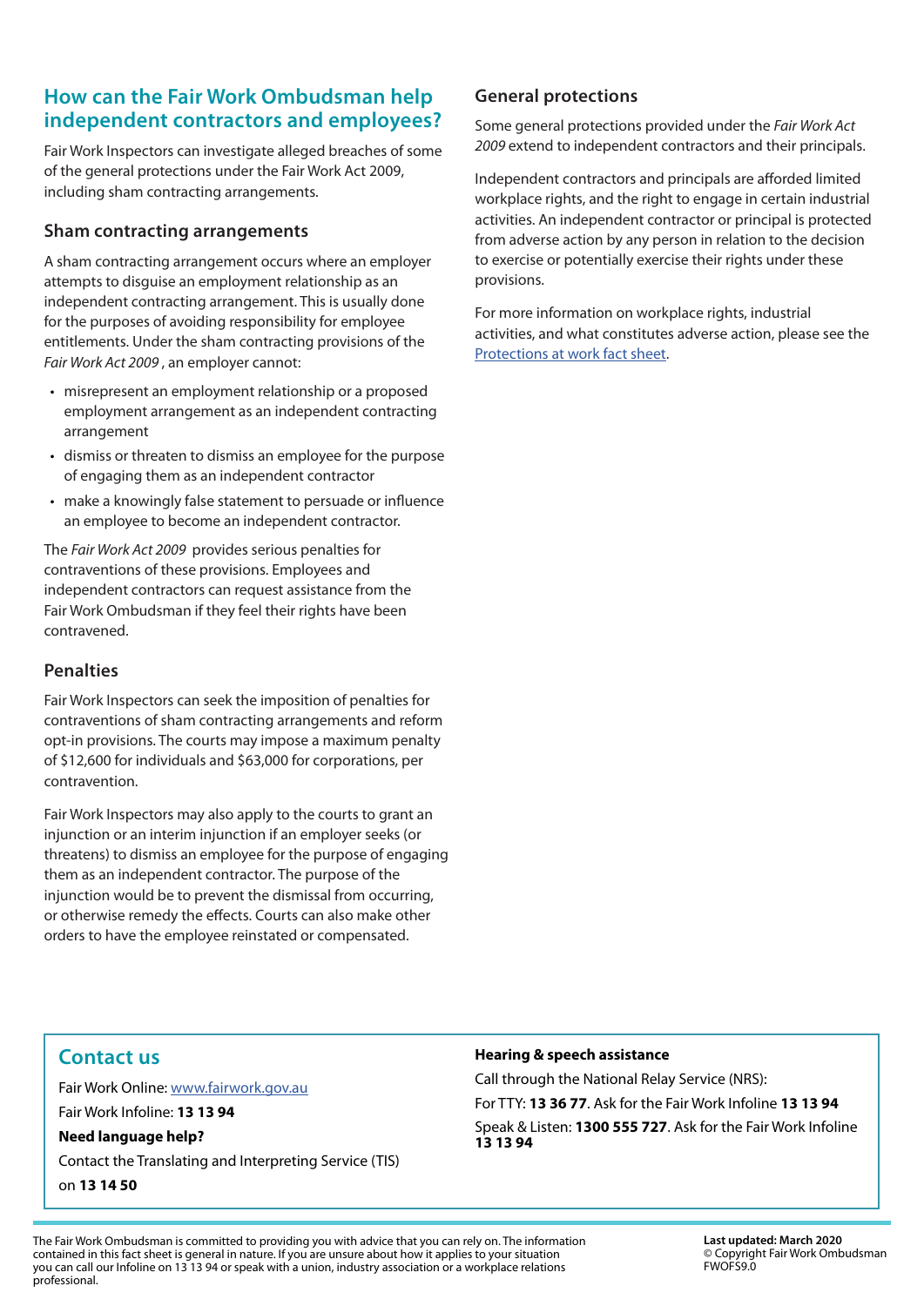## How can the Fair Work Ombudsman help independent contractors and employees?

Fair Work Inspectors can investigate alleged breaches of some of the general protections under the Fair Work Act 2009, including sham contracting arrangements.

### Sham contracting arrangements

A sham contracting arrangement occurs where an employer attempts to disguise an employment relationship as an independent contracting arrangement. This is usually done for the purposes of avoiding responsibility for employee entitlements. Under the sham contracting provisions of the *Fair Work Act 2009* , an employer cannot:

- misrepresent an employment relationship or a proposed employment arrangement as an independent contracting arrangement
- dismiss or threaten to dismiss an employee for the purpose of engaging them as an independent contractor
- make a knowingly false statement to persuade or influence an employee to become an independent contractor.

The *Fair Work Act 2009* provides serious penalties for contraventions of these provisions. Employees and independent contractors can request assistance from the Fair Work Ombudsman if they feel their rights have been contravened.

### Penalties

Fair Work Inspectors can seek the imposition of penalties for contraventions of sham contracting arrangements and reform opt-in provisions. The courts may impose a maximum penalty of $12,600 for individuals and $63,000 for corporations, per contravention.

Fair Work Inspectors may also apply to the courts to grant an injunction or an interim injunction if an employer seeks (or threatens) to dismiss an employee for the purpose of engaging them as an independent contractor. The purpose of the injunction would be to prevent the dismissal from occurring, or otherwise remedy the effects. Courts can also make other orders to have the employee reinstated or compensated.

### General protections

Some general protections provided under the *Fair Work Act 2009* extend to independent contractors and their principals.

Independent contractors and principals are afforded limited workplace rights, and the right to engage in certain industrial activities. An independent contractor or principal is protected from adverse action by any person in relation to the decision to exercise or potentially exercise their rights under these provisions.

For more information on workplace rights, industrial activities, and what constitutes adverse action, please see the [Protections at work fact sheet](Protections at work fact sheet).

## Contact us

Fair Work Online: [www.fairwork.gov.au](www.fairwork.gov.au)

Fair Work Infoline: **13 13 94**

**Need language help?**

Contact the Translating and Interpreting Service (TIS) on **13 14 50**

**Hearing & speech assistance**

Call through the National Relay Service (NRS):

For TTY: **13 36 77**. Ask for the Fair Work Infoline **13 13 94**

Speak & Listen: **1300 555 727**. Ask for the Fair Work Infoline **13 13 94**

The Fair Work Ombudsman is committed to providing you with advice that you can rely on. The information contained in this fact sheet is general in nature. If you are unsure about how it applies to your situation you can call our Infoline on 13 13 94 or speak with a union, industry association or a workplace relations professional.

**Last updated: March 2020**
© Copyright Fair Work Ombudsman
FWOFS9.0